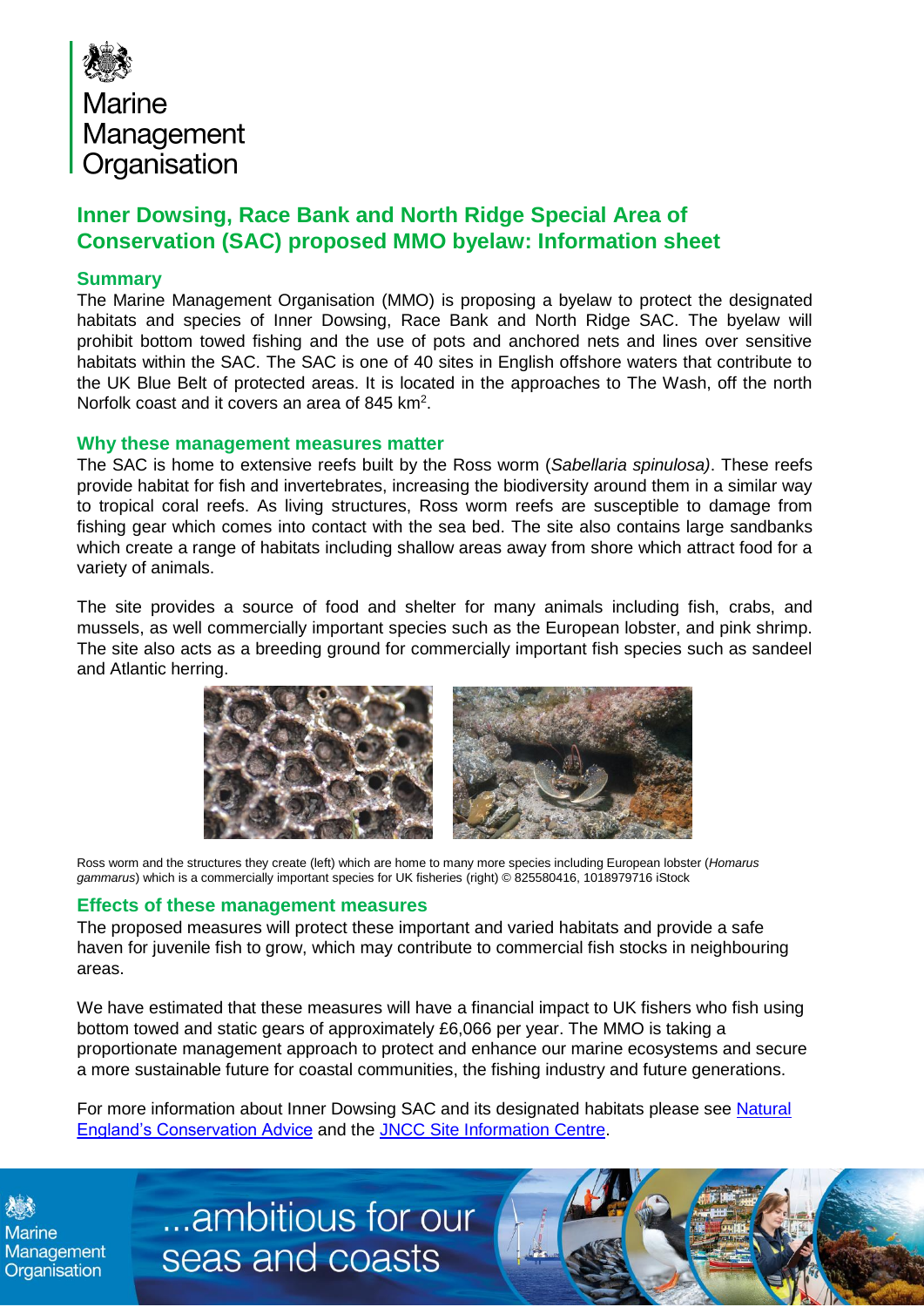Marine Management Organisation

# Inner Dowsing, Race Bank and North Ridge Special Area of Conservation (SAC) proposed MMO byelaw: Information sheet

## Summary

The Marine Management Organisation (MMO) is proposing a byelaw to protect the designated habitats and species of Inner Dowsing, Race Bank and North Ridge SAC. The byelaw will prohibit bottom towed fishing and the use of pots and anchored nets and lines over sensitive habitats within the SAC. The SAC is one of 40 sites in English offshore waters that contribute to the UK Blue Belt of protected areas. It is located in the approaches to The Wash, off the north Norfolk coast and it covers an area of 845 km$^2$.

## Why these management measures matter

The SAC is home to extensive reefs built by the Ross worm (*Sabellaria spinulosa)*. These reefs provide habitat for fish and invertebrates, increasing the biodiversity around them in a similar way to tropical coral reefs. As living structures, Ross worm reefs are susceptible to damage from fishing gear which comes into contact with the sea bed. The site also contains large sandbanks which create a range of habitats including shallow areas away from shore which attract food for a variety of animals.

The site provides a source of food and shelter for many animals including fish, crabs, and mussels, as well commercially important species such as the European lobster, and pink shrimp. The site also acts as a breeding ground for commercially important fish species such as sandeel and Atlantic herring.

Ross worm and the structures they create (left) which are home to many more species including European lobster (*Homarus gammarus*) which is a commercially important species for UK fisheries (right) © 825580416, 1018979716 iStock

## Effects of these management measures

The proposed measures will protect these important and varied habitats and provide a safe haven for juvenile fish to grow, which may contribute to commercial fish stocks in neighbouring areas.

We have estimated that these measures will have a financial impact to UK fishers who fish using bottom towed and static gears of approximately £6,066 per year. The MMO is taking a proportionate management approach to protect and enhance our marine ecosystems and secure a more sustainable future for coastal communities, the fishing industry and future generations.

For more information about Inner Dowsing SAC and its designated habitats please see Natural England's Conservation Advice and the JNCC Site Information Centre.

...ambitious for our seas and coasts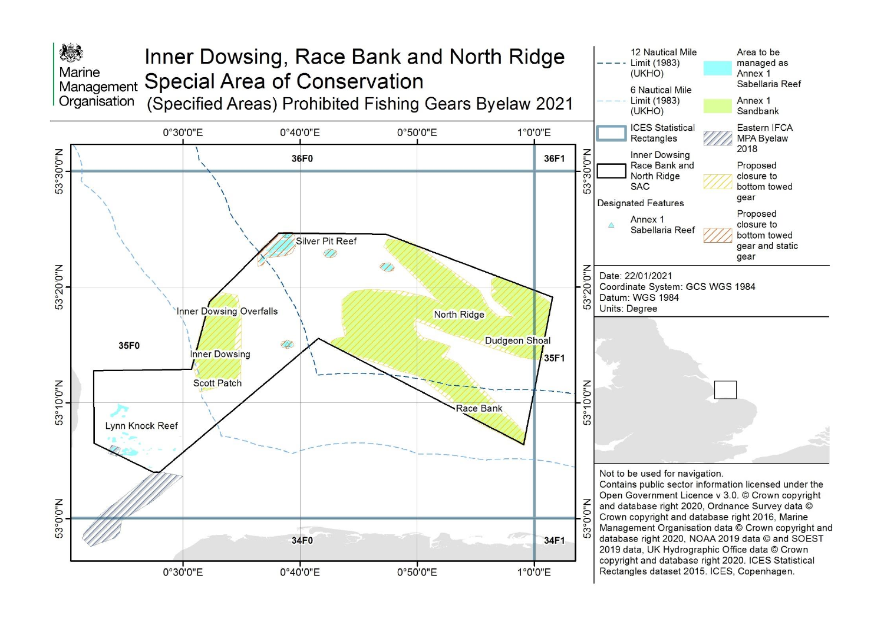Marine Management Organisation

# Inner Dowsing, Race Bank and North Ridge Special Area of Conservation

## (Specified Areas) Prohibited Fishing Gears Byelaw 2021

0°30'0"E
0°40'0"E
0°50'0"E
1°0'0"E

53°30'0"N
53°20'0"N
53°10'0"N
53°0'0"N

36F0
36F1
35F0
35F1
34F0
34F1

Silver Pit Reef
Inner Dowsing Overfalls
Inner Dowsing
Scott Patch
North Ridge
Dudgeon Shoal
Race Bank
Lynn Knock Reef

12 Nautical Mile Limit (1983) (UKHO)

6 Nautical Mile Limit (1983) (UKHO)

ICES Statistical Rectangles

Inner Dowsing Race Bank and North Ridge SAC

Designated Features

Annex 1 Sabellaria Reef

Area to be managed as Annex 1 Sabellaria Reef

Annex 1 Sandbank

Eastern IFCA MPA Byelaw 2018

Proposed closure to bottom towed gear

Proposed closure to bottom towed gear and static gear

Date: 22/01/2021
Coordinate System: GCS WGS 1984
Datum: WGS 1984
Units: Degree

Not to be used for navigation.
Contains public sector information licensed under the Open Government Licence v 3.0. © Crown copyright and database right 2020, Ordnance Survey data © Crown copyright and database right 2016, Marine Management Organisation data © Crown copyright and database right 2020, NOAA 2019 data © and SOEST 2019 data, UK Hydrographic Office data © Crown copyright and database right 2020. ICES Statistical Rectangles dataset 2015. ICES, Copenhagen.